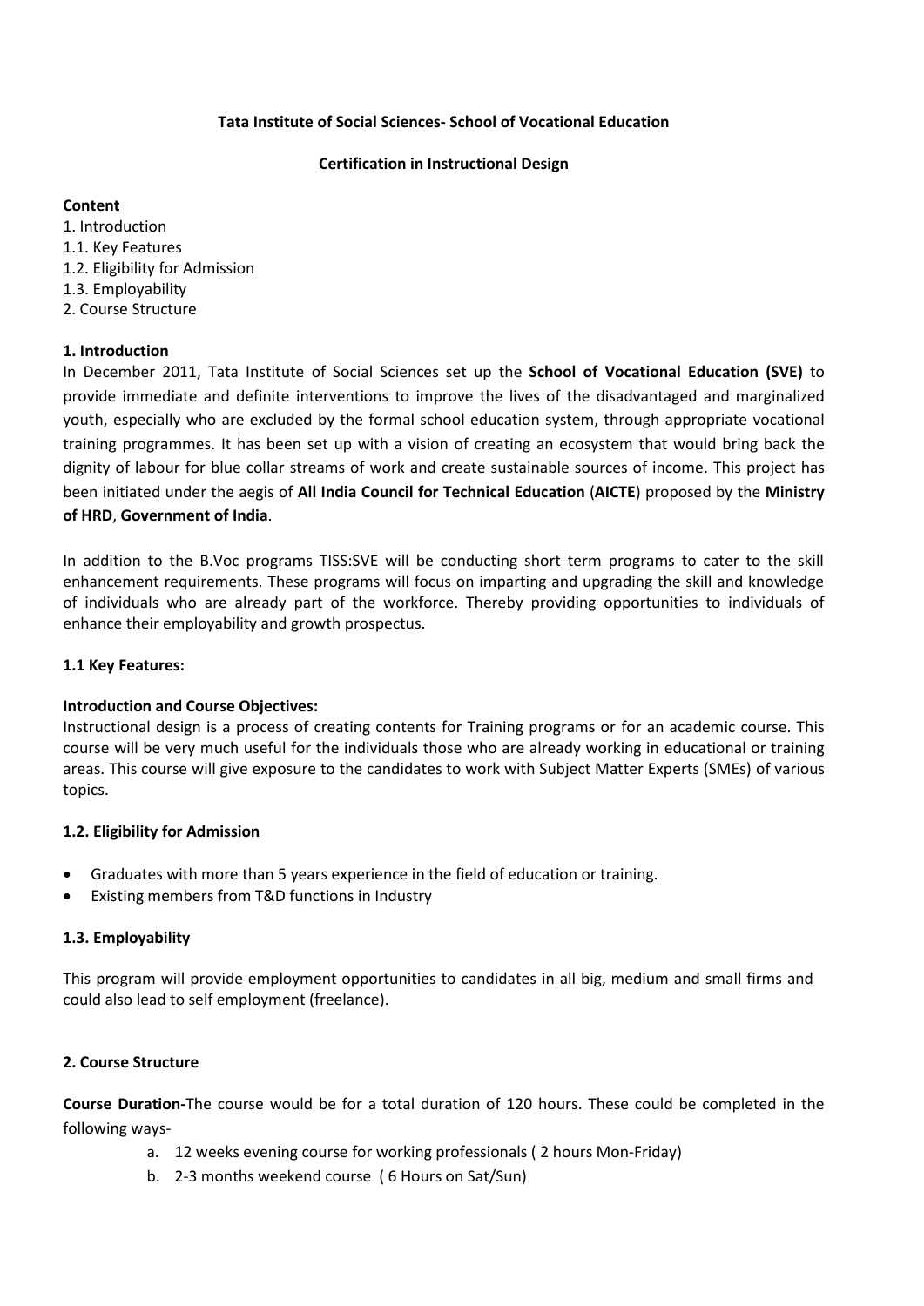**Tata Institute of Social Sciences- School of Vocational Education**

**Certification in Instructional Design**

**Content**

1. Introduction
1.1. Key Features
1.2. Eligibility for Admission
1.3. Employability
2. Course Structure

## 1. Introduction

In December 2011, Tata Institute of Social Sciences set up the **School of Vocational Education (SVE)** to provide immediate and definite interventions to improve the lives of the disadvantaged and marginalized youth, especially who are excluded by the formal school education system, through appropriate vocational training programmes. It has been set up with a vision of creating an ecosystem that would bring back the dignity of labour for blue collar streams of work and create sustainable sources of income. This project has been initiated under the aegis of **All India Council for Technical Education** (**AICTE**) proposed by the **Ministry of HRD**, **Government of India**.

In addition to the B.Voc programs TISS:SVE will be conducting short term programs to cater to the skill enhancement requirements. These programs will focus on imparting and upgrading the skill and knowledge of individuals who are already part of the workforce. Thereby providing opportunities to individuals of enhance their employability and growth prospectus.

### 1.1 Key Features:

**Introduction and Course Objectives:**
Instructional design is a process of creating contents for Training programs or for an academic course. This course will be very much useful for the individuals those who are already working in educational or training areas. This course will give exposure to the candidates to work with Subject Matter Experts (SMEs) of various topics.

### 1.2. Eligibility for Admission

- Graduates with more than 5 years experience in the field of education or training.
- Existing members from T&D functions in Industry

### 1.3. Employability

This program will provide employment opportunities to candidates in all big, medium and small firms and could also lead to self employment (freelance).

## 2. Course Structure

**Course Duration-**The course would be for a total duration of 120 hours. These could be completed in the following ways-

a. 12 weeks evening course for working professionals ( 2 hours Mon-Friday)
b. 2-3 months weekend course ( 6 Hours on Sat/Sun)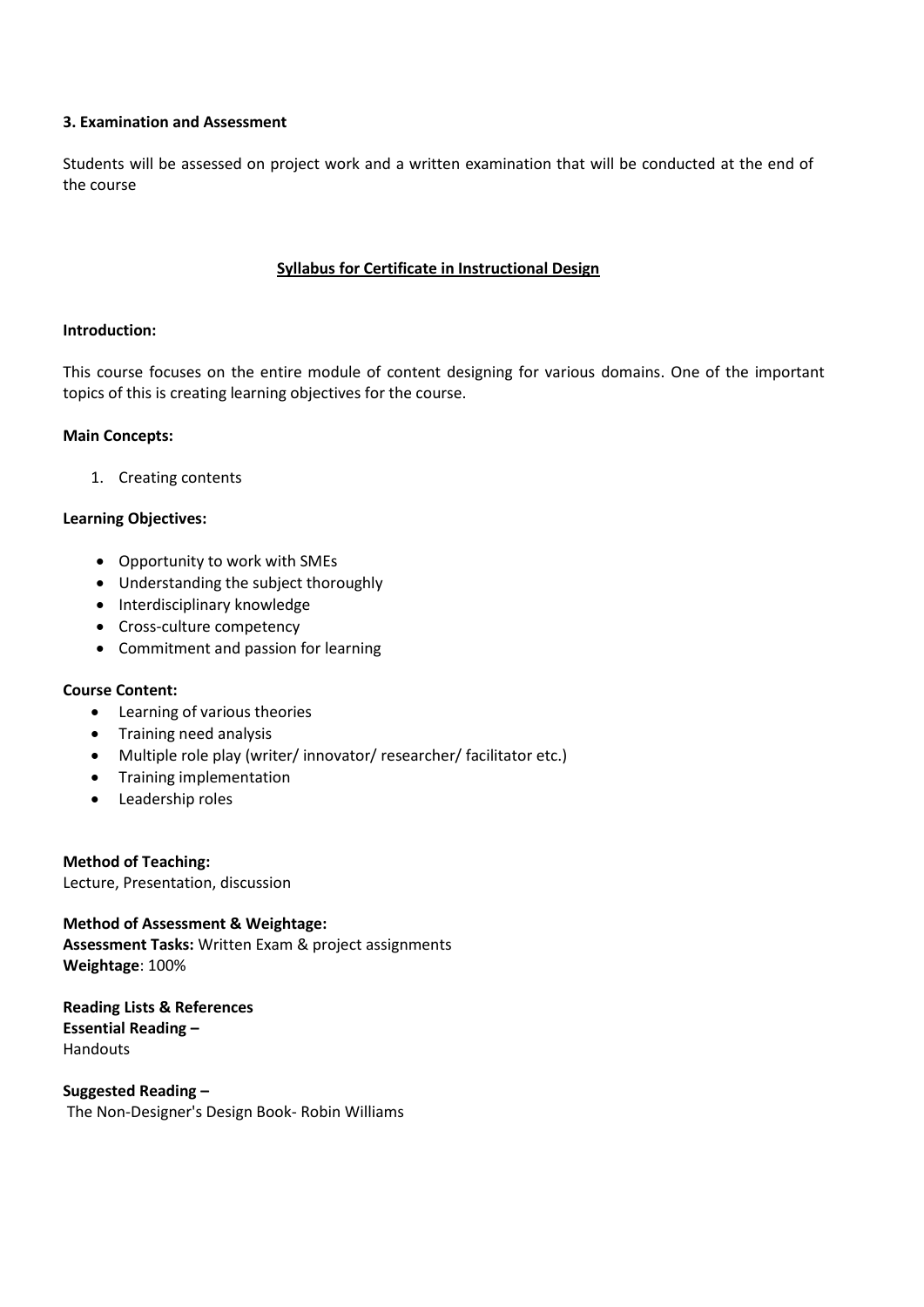**3. Examination and Assessment**

Students will be assessed on project work and a written examination that will be conducted at the end of the course

## Syllabus for Certificate in Instructional Design

**Introduction:**

This course focuses on the entire module of content designing for various domains. One of the important topics of this is creating learning objectives for the course.

**Main Concepts:**

1. Creating contents

**Learning Objectives:**

- Opportunity to work with SMEs
- Understanding the subject thoroughly
- Interdisciplinary knowledge
- Cross-culture competency
- Commitment and passion for learning

**Course Content:**

- Learning of various theories
- Training need analysis
- Multiple role play (writer/ innovator/ researcher/ facilitator etc.)
- Training implementation
- Leadership roles

**Method of Teaching:**
Lecture, Presentation, discussion

**Method of Assessment & Weightage:**
**Assessment Tasks:** Written Exam & project assignments
**Weightage**: 100%

**Reading Lists & References**
**Essential Reading –**
Handouts

**Suggested Reading –**
The Non-Designer's Design Book- Robin Williams